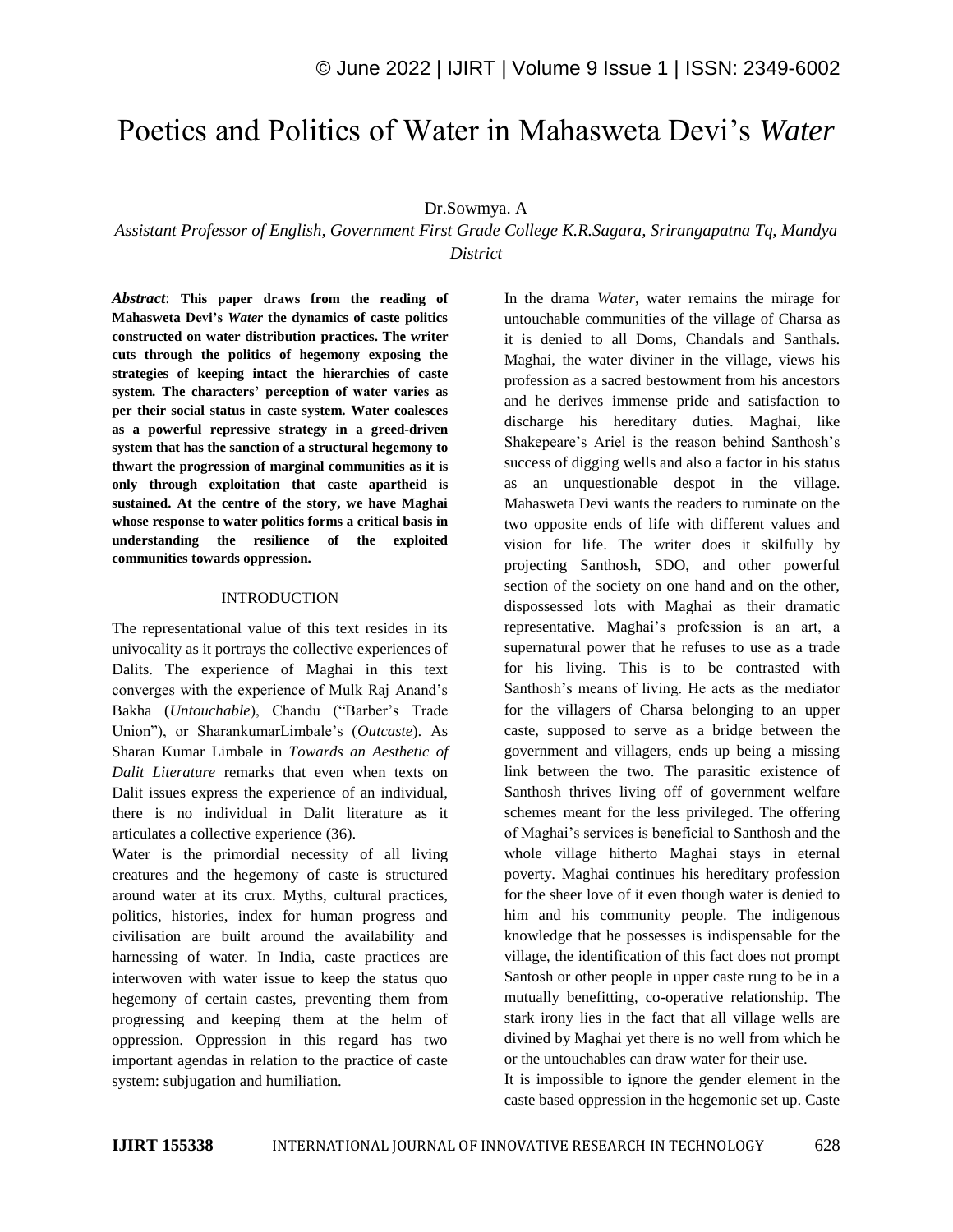# Poetics and Politics of Water in Mahasweta Devi's *Water*

Dr.Sowmya. A

*Assistant Professor of English, Government First Grade College K.R.Sagara, Srirangapatna Tq, Mandya District*

***Abstract*: This paper draws from the reading of Mahasweta Devi's *Water* the dynamics of caste politics constructed on water distribution practices. The writer cuts through the politics of hegemony exposing the strategies of keeping intact the hierarchies of caste system. The characters' perception of water varies as per their social status in caste system. Water coalesces as a powerful repressive strategy in a greed-driven system that has the sanction of a structural hegemony to thwart the progression of marginal communities as it is only through exploitation that caste apartheid is sustained. At the centre of the story, we have Maghai whose response to water politics forms a critical basis in understanding the resilience of the exploited communities towards oppression.**

## INTRODUCTION

The representational value of this text resides in its univocality as it portrays the collective experiences of Dalits. The experience of Maghai in this text converges with the experience of Mulk Raj Anand's Bakha (*Untouchable*), Chandu ("Barber's Trade Union"), or SharankumarLimbale's (*Outcaste*). As Sharan Kumar Limbale in *Towards an Aesthetic of Dalit Literature* remarks that even when texts on Dalit issues express the experience of an individual, there is no individual in Dalit literature as it articulates a collective experience (36).

Water is the primordial necessity of all living creatures and the hegemony of caste is structured around water at its crux. Myths, cultural practices, politics, histories, index for human progress and civilisation are built around the availability and harnessing of water. In India, caste practices are interwoven with water issue to keep the status quo hegemony of certain castes, preventing them from progressing and keeping them at the helm of oppression. Oppression in this regard has two important agendas in relation to the practice of caste system: subjugation and humiliation.

In the drama *Water*, water remains the mirage for untouchable communities of the village of Charsa as it is denied to all Doms, Chandals and Santhals. Maghai, the water diviner in the village, views his profession as a sacred bestowment from his ancestors and he derives immense pride and satisfaction to discharge his hereditary duties. Maghai, like Shakepeare's Ariel is the reason behind Santhosh's success of digging wells and also a factor in his status as an unquestionable despot in the village. Mahasweta Devi wants the readers to ruminate on the two opposite ends of life with different values and vision for life. The writer does it skilfully by projecting Santhosh, SDO, and other powerful section of the society on one hand and on the other, dispossessed lots with Maghai as their dramatic representative. Maghai's profession is an art, a supernatural power that he refuses to use as a trade for his living. This is to be contrasted with Santhosh's means of living. He acts as the mediator for the villagers of Charsa belonging to an upper caste, supposed to serve as a bridge between the government and villagers, ends up being a missing link between the two. The parasitic existence of Santhosh thrives living off of government welfare schemes meant for the less privileged. The offering of Maghai's services is beneficial to Santhosh and the whole village hitherto Maghai stays in eternal poverty. Maghai continues his hereditary profession for the sheer love of it even though water is denied to him and his community people. The indigenous knowledge that he possesses is indispensable for the village, the identification of this fact does not prompt Santosh or other people in upper caste rung to be in a mutually benefitting, co-operative relationship. The stark irony lies in the fact that all village wells are divined by Maghai yet there is no well from which he or the untouchables can draw water for their use.

It is impossible to ignore the gender element in the caste based oppression in the hegemonic set up. Caste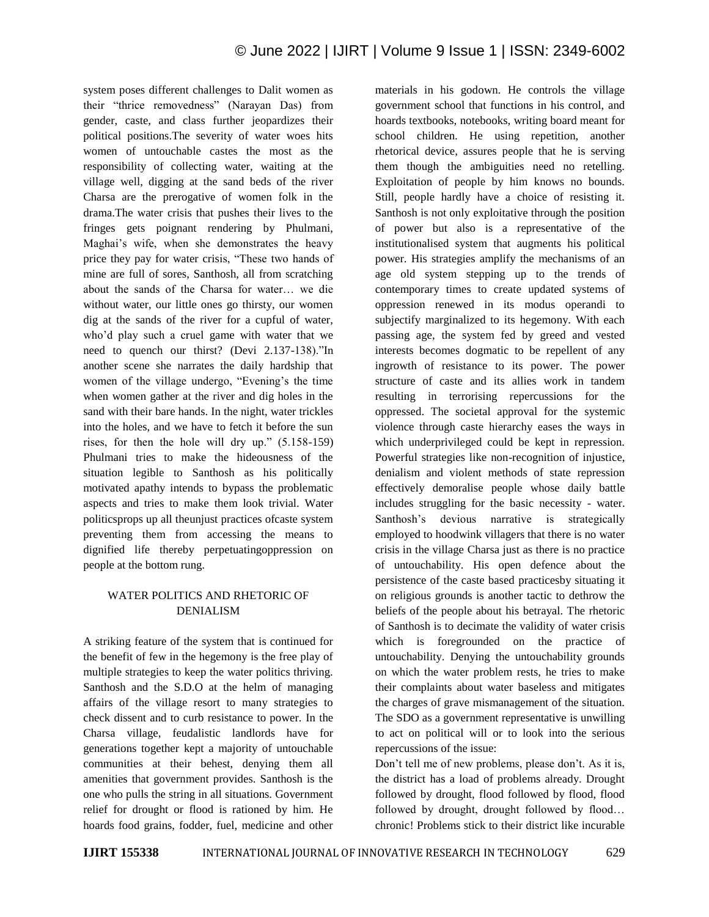system poses different challenges to Dalit women as their "thrice removedness" (Narayan Das) from gender, caste, and class further jeopardizes their political positions.The severity of water woes hits women of untouchable castes the most as the responsibility of collecting water, waiting at the village well, digging at the sand beds of the river Charsa are the prerogative of women folk in the drama.The water crisis that pushes their lives to the fringes gets poignant rendering by Phulmani, Maghai's wife, when she demonstrates the heavy price they pay for water crisis, "These two hands of mine are full of sores, Santhosh, all from scratching about the sands of the Charsa for water… we die without water, our little ones go thirsty, our women dig at the sands of the river for a cupful of water, who'd play such a cruel game with water that we need to quench our thirst? (Devi 2.137-138)."In another scene she narrates the daily hardship that women of the village undergo, "Evening's the time when women gather at the river and dig holes in the sand with their bare hands. In the night, water trickles into the holes, and we have to fetch it before the sun rises, for then the hole will dry up." (5.158-159) Phulmani tries to make the hideousness of the situation legible to Santhosh as his politically motivated apathy intends to bypass the problematic aspects and tries to make them look trivial. Water politicsprops up all theunjust practices ofcaste system preventing them from accessing the means to dignified life thereby perpetuatingoppression on people at the bottom rung.

## WATER POLITICS AND RHETORIC OF DENIALISM

A striking feature of the system that is continued for the benefit of few in the hegemony is the free play of multiple strategies to keep the water politics thriving. Santhosh and the S.D.O at the helm of managing affairs of the village resort to many strategies to check dissent and to curb resistance to power. In the Charsa village, feudalistic landlords have for generations together kept a majority of untouchable communities at their behest, denying them all amenities that government provides. Santhosh is the one who pulls the string in all situations. Government relief for drought or flood is rationed by him. He hoards food grains, fodder, fuel, medicine and other materials in his godown. He controls the village government school that functions in his control, and hoards textbooks, notebooks, writing board meant for school children. He using repetition, another rhetorical device, assures people that he is serving them though the ambiguities need no retelling. Exploitation of people by him knows no bounds. Still, people hardly have a choice of resisting it. Santhosh is not only exploitative through the position of power but also is a representative of the institutionalised system that augments his political power. His strategies amplify the mechanisms of an age old system stepping up to the trends of contemporary times to create updated systems of oppression renewed in its modus operandi to subjectify marginalized to its hegemony. With each passing age, the system fed by greed and vested interests becomes dogmatic to be repellent of any ingrowth of resistance to its power. The power structure of caste and its allies work in tandem resulting in terrorising repercussions for the oppressed. The societal approval for the systemic violence through caste hierarchy eases the ways in which underprivileged could be kept in repression. Powerful strategies like non-recognition of injustice, denialism and violent methods of state repression effectively demoralise people whose daily battle includes struggling for the basic necessity - water. Santhosh's devious narrative is strategically employed to hoodwink villagers that there is no water crisis in the village Charsa just as there is no practice of untouchability. His open defence about the persistence of the caste based practicesby situating it on religious grounds is another tactic to dethrow the beliefs of the people about his betrayal. The rhetoric of Santhosh is to decimate the validity of water crisis which is foregrounded on the practice of untouchability. Denying the untouchability grounds on which the water problem rests, he tries to make their complaints about water baseless and mitigates the charges of grave mismanagement of the situation. The SDO as a government representative is unwilling to act on political will or to look into the serious repercussions of the issue:

Don't tell me of new problems, please don't. As it is, the district has a load of problems already. Drought followed by drought, flood followed by flood, flood followed by drought, drought followed by flood… chronic! Problems stick to their district like incurable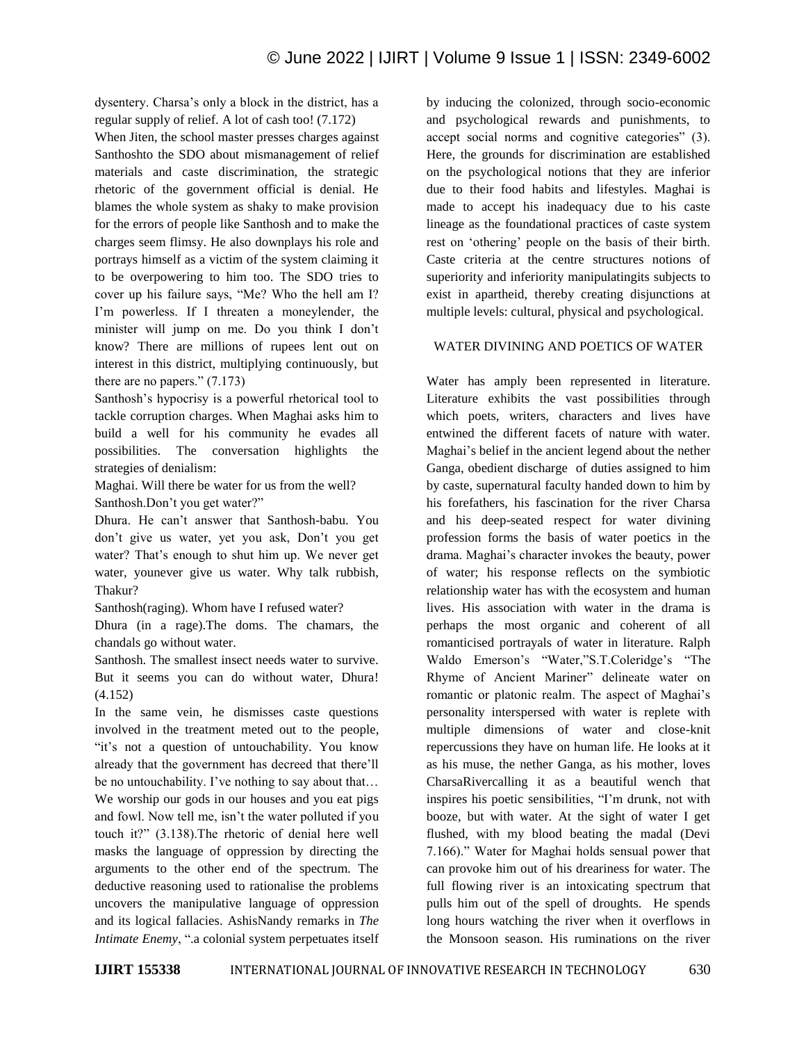dysentery. Charsa's only a block in the district, has a regular supply of relief. A lot of cash too! (7.172)

When Jiten, the school master presses charges against Santhoshto the SDO about mismanagement of relief materials and caste discrimination, the strategic rhetoric of the government official is denial. He blames the whole system as shaky to make provision for the errors of people like Santhosh and to make the charges seem flimsy. He also downplays his role and portrays himself as a victim of the system claiming it to be overpowering to him too. The SDO tries to cover up his failure says, "Me? Who the hell am I? I'm powerless. If I threaten a moneylender, the minister will jump on me. Do you think I don't know? There are millions of rupees lent out on interest in this district, multiplying continuously, but there are no papers." (7.173)

Santhosh's hypocrisy is a powerful rhetorical tool to tackle corruption charges. When Maghai asks him to build a well for his community he evades all possibilities. The conversation highlights the strategies of denialism:

Maghai. Will there be water for us from the well?

Santhosh.Don't you get water?"

Dhura. He can't answer that Santhosh-babu. You don't give us water, yet you ask, Don't you get water? That's enough to shut him up. We never get water, younever give us water. Why talk rubbish, Thakur?

Santhosh(raging). Whom have I refused water?

Dhura (in a rage).The doms. The chamars, the chandals go without water.

Santhosh. The smallest insect needs water to survive. But it seems you can do without water, Dhura! (4.152)

In the same vein, he dismisses caste questions involved in the treatment meted out to the people, "it's not a question of untouchability. You know already that the government has decreed that there'll be no untouchability. I've nothing to say about that… We worship our gods in our houses and you eat pigs and fowl. Now tell me, isn't the water polluted if you touch it?" (3.138).The rhetoric of denial here well masks the language of oppression by directing the arguments to the other end of the spectrum. The deductive reasoning used to rationalise the problems uncovers the manipulative language of oppression and its logical fallacies. AshisNandy remarks in *The Intimate Enemy*, ".a colonial system perpetuates itself by inducing the colonized, through socio-economic and psychological rewards and punishments, to accept social norms and cognitive categories" (3). Here, the grounds for discrimination are established on the psychological notions that they are inferior due to their food habits and lifestyles. Maghai is made to accept his inadequacy due to his caste lineage as the foundational practices of caste system rest on 'othering' people on the basis of their birth. Caste criteria at the centre structures notions of superiority and inferiority manipulatingits subjects to exist in apartheid, thereby creating disjunctions at multiple levels: cultural, physical and psychological.

## WATER DIVINING AND POETICS OF WATER

Water has amply been represented in literature. Literature exhibits the vast possibilities through which poets, writers, characters and lives have entwined the different facets of nature with water. Maghai's belief in the ancient legend about the nether Ganga, obedient discharge of duties assigned to him by caste, supernatural faculty handed down to him by his forefathers, his fascination for the river Charsa and his deep-seated respect for water divining profession forms the basis of water poetics in the drama. Maghai's character invokes the beauty, power of water; his response reflects on the symbiotic relationship water has with the ecosystem and human lives. His association with water in the drama is perhaps the most organic and coherent of all romanticised portrayals of water in literature. Ralph Waldo Emerson's "Water,"S.T.Coleridge's "The Rhyme of Ancient Mariner" delineate water on romantic or platonic realm. The aspect of Maghai's personality interspersed with water is replete with multiple dimensions of water and close-knit repercussions they have on human life. He looks at it as his muse, the nether Ganga, as his mother, loves CharsaRivercalling it as a beautiful wench that inspires his poetic sensibilities, "I'm drunk, not with booze, but with water. At the sight of water I get flushed, with my blood beating the madal (Devi 7.166)." Water for Maghai holds sensual power that can provoke him out of his dreariness for water. The full flowing river is an intoxicating spectrum that pulls him out of the spell of droughts. He spends long hours watching the river when it overflows in the Monsoon season. His ruminations on the river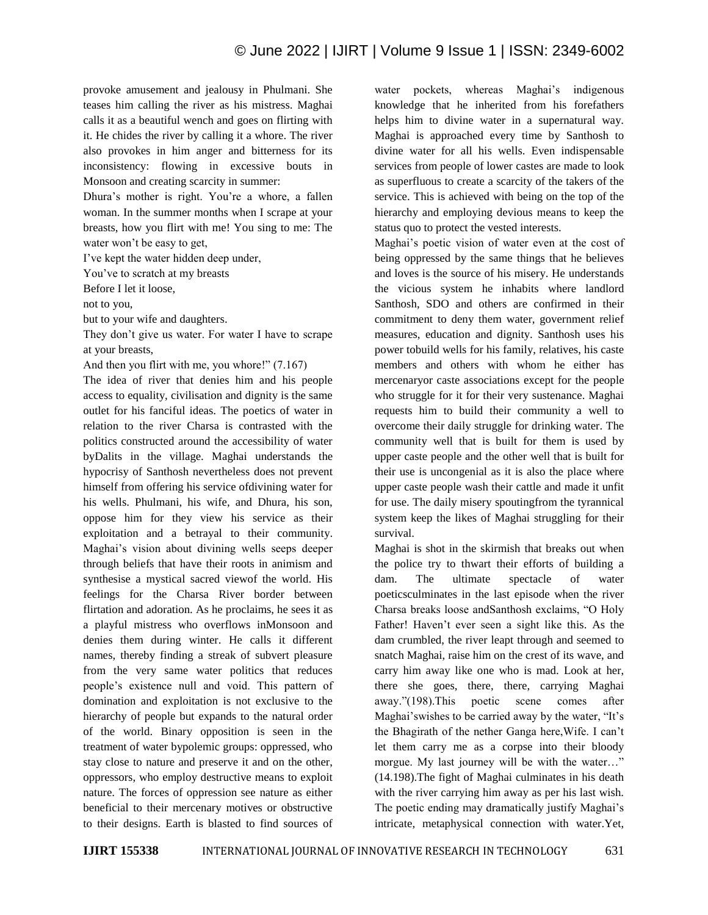provoke amusement and jealousy in Phulmani. She teases him calling the river as his mistress. Maghai calls it as a beautiful wench and goes on flirting with it. He chides the river by calling it a whore. The river also provokes in him anger and bitterness for its inconsistency: flowing in excessive bouts in Monsoon and creating scarcity in summer:

Dhura's mother is right. You're a whore, a fallen woman. In the summer months when I scrape at your breasts, how you flirt with me! You sing to me: The water won't be easy to get,

I've kept the water hidden deep under,

You've to scratch at my breasts

Before I let it loose,

not to you,

but to your wife and daughters.

They don't give us water. For water I have to scrape at your breasts,

And then you flirt with me, you whore!" (7.167)

The idea of river that denies him and his people access to equality, civilisation and dignity is the same outlet for his fanciful ideas. The poetics of water in relation to the river Charsa is contrasted with the politics constructed around the accessibility of water byDalits in the village. Maghai understands the hypocrisy of Santhosh nevertheless does not prevent himself from offering his service ofdivining water for his wells. Phulmani, his wife, and Dhura, his son, oppose him for they view his service as their exploitation and a betrayal to their community. Maghai's vision about divining wells seeps deeper through beliefs that have their roots in animism and synthesise a mystical sacred viewof the world. His feelings for the Charsa River border between flirtation and adoration. As he proclaims, he sees it as a playful mistress who overflows inMonsoon and denies them during winter. He calls it different names, thereby finding a streak of subvert pleasure from the very same water politics that reduces people's existence null and void. This pattern of domination and exploitation is not exclusive to the hierarchy of people but expands to the natural order of the world. Binary opposition is seen in the treatment of water bypolemic groups: oppressed, who stay close to nature and preserve it and on the other, oppressors, who employ destructive means to exploit nature. The forces of oppression see nature as either beneficial to their mercenary motives or obstructive to their designs. Earth is blasted to find sources of water pockets, whereas Maghai's indigenous knowledge that he inherited from his forefathers helps him to divine water in a supernatural way. Maghai is approached every time by Santhosh to divine water for all his wells. Even indispensable services from people of lower castes are made to look as superfluous to create a scarcity of the takers of the service. This is achieved with being on the top of the hierarchy and employing devious means to keep the status quo to protect the vested interests.

Maghai's poetic vision of water even at the cost of being oppressed by the same things that he believes and loves is the source of his misery. He understands the vicious system he inhabits where landlord Santhosh, SDO and others are confirmed in their commitment to deny them water, government relief measures, education and dignity. Santhosh uses his power tobuild wells for his family, relatives, his caste members and others with whom he either has mercenaryor caste associations except for the people who struggle for it for their very sustenance. Maghai requests him to build their community a well to overcome their daily struggle for drinking water. The community well that is built for them is used by upper caste people and the other well that is built for their use is uncongenial as it is also the place where upper caste people wash their cattle and made it unfit for use. The daily misery spoutingfrom the tyrannical system keep the likes of Maghai struggling for their survival.

Maghai is shot in the skirmish that breaks out when the police try to thwart their efforts of building a dam. The ultimate spectacle of water poeticsculminates in the last episode when the river Charsa breaks loose andSanthosh exclaims, "O Holy Father! Haven't ever seen a sight like this. As the dam crumbled, the river leapt through and seemed to snatch Maghai, raise him on the crest of its wave, and carry him away like one who is mad. Look at her, there she goes, there, there, carrying Maghai away."(198).This poetic scene comes after Maghai'swishes to be carried away by the water, "It's the Bhagirath of the nether Ganga here,Wife. I can't let them carry me as a corpse into their bloody morgue. My last journey will be with the water…" (14.198).The fight of Maghai culminates in his death with the river carrying him away as per his last wish. The poetic ending may dramatically justify Maghai's intricate, metaphysical connection with water.Yet,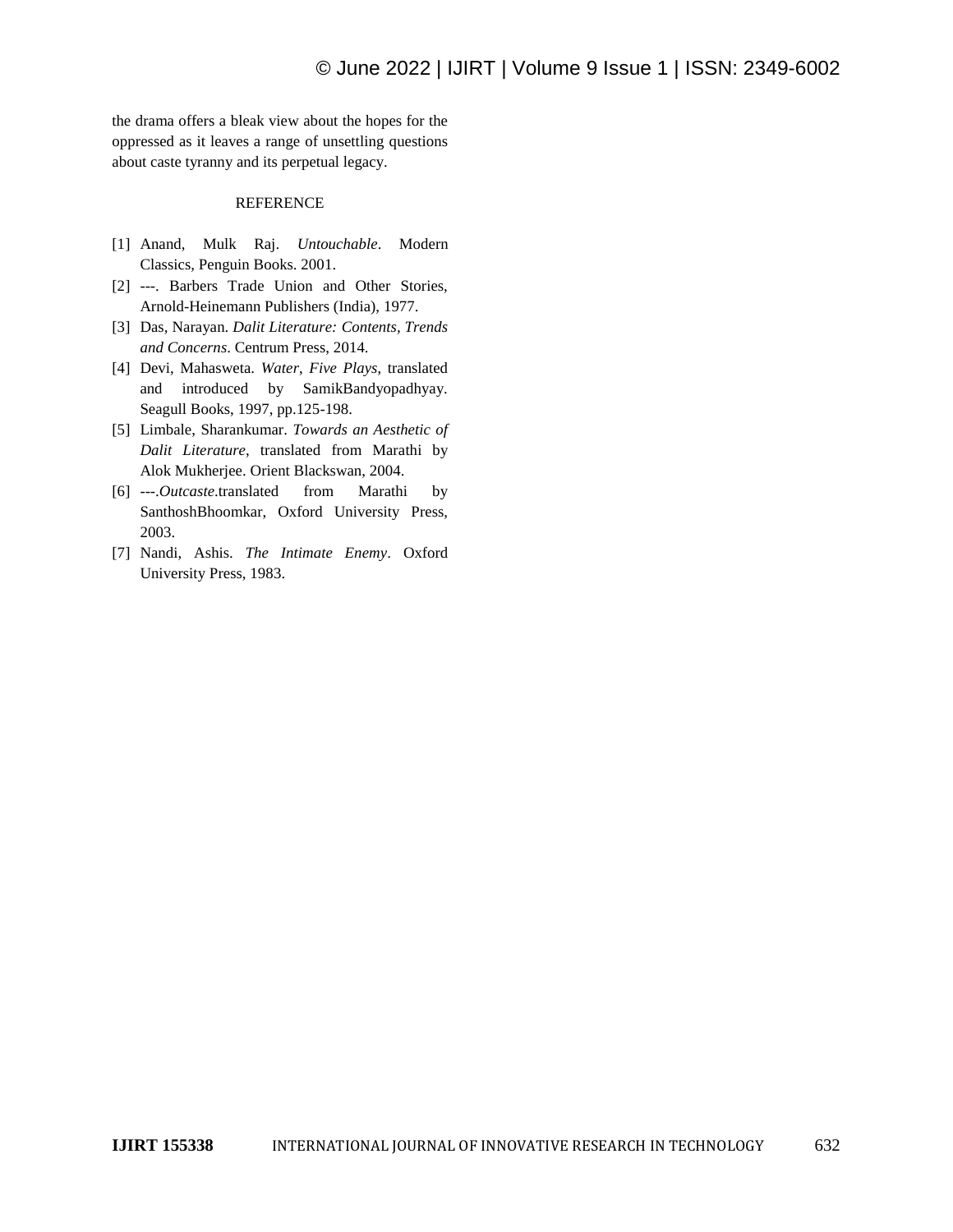the drama offers a bleak view about the hopes for the oppressed as it leaves a range of unsettling questions about caste tyranny and its perpetual legacy.

## REFERENCE

[1] Anand, Mulk Raj. *Untouchable*. Modern Classics, Penguin Books. 2001.

[2] ---. Barbers Trade Union and Other Stories, Arnold-Heinemann Publishers (India), 1977.

[3] Das, Narayan. *Dalit Literature: Contents, Trends and Concerns*. Centrum Press, 2014.

[4] Devi, Mahasweta. *Water*, *Five Plays*, translated and introduced by SamikBandyopadhyay. Seagull Books, 1997, pp.125-198.

[5] Limbale, Sharankumar. *Towards an Aesthetic of Dalit Literature*, translated from Marathi by Alok Mukherjee. Orient Blackswan, 2004.

[6] ---.*Outcaste*.translated from Marathi by SanthoshBhoomkar, Oxford University Press, 2003.

[7] Nandi, Ashis. *The Intimate Enemy*. Oxford University Press, 1983.